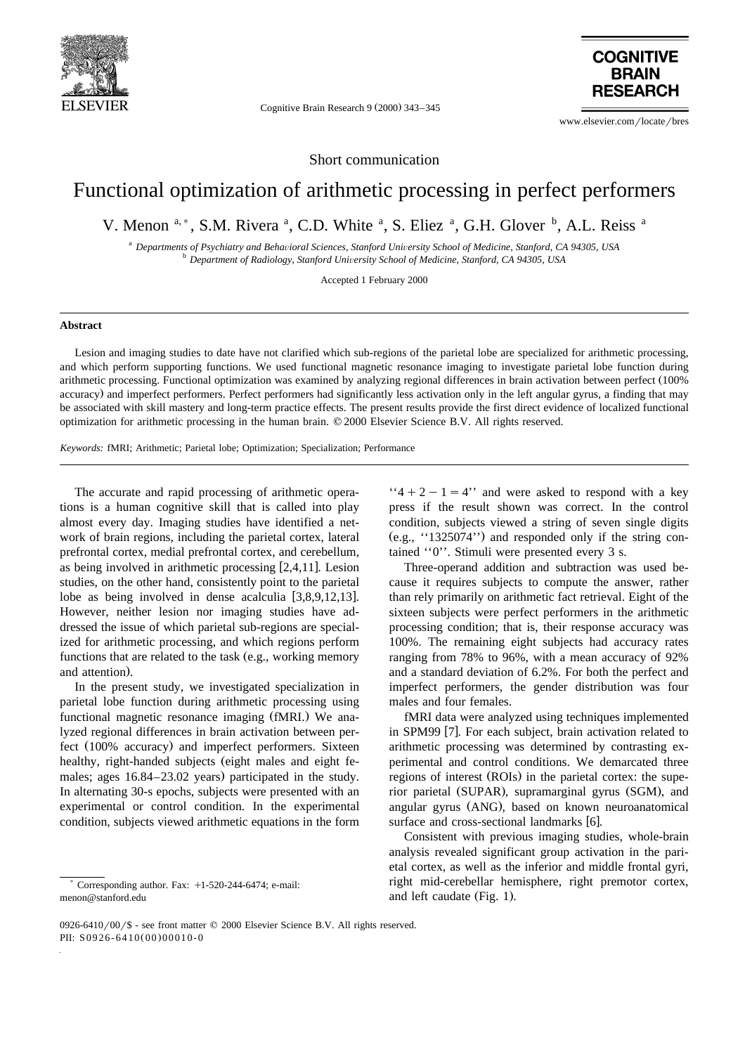Short communication

# Functional optimization of arithmetic processing in perfect performers

V. Menon [a,*], S.M. Rivera [a], C.D. White [a], S. Eliez [a], G.H. Glover [b], A.L. Reiss [a]

[a] *Departments of Psychiatry and Behavioral Sciences, Stanford University School of Medicine, Stanford, CA 94305, USA*

[b] *Department of Radiology, Stanford University School of Medicine, Stanford, CA 94305, USA*

Accepted 1 February 2000

## Abstract

Lesion and imaging studies to date have not clarified which sub-regions of the parietal lobe are specialized for arithmetic processing, and which perform supporting functions. We used functional magnetic resonance imaging to investigate parietal lobe function during arithmetic processing. Functional optimization was examined by analyzing regional differences in brain activation between perfect (100% accuracy) and imperfect performers. Perfect performers had significantly less activation only in the left angular gyrus, a finding that may be associated with skill mastery and long-term practice effects. The present results provide the first direct evidence of localized functional optimization for arithmetic processing in the human brain. © 2000 Elsevier Science B.V. All rights reserved.

*Keywords:* fMRI; Arithmetic; Parietal lobe; Optimization; Specialization; Performance

The accurate and rapid processing of arithmetic operations is a human cognitive skill that is called into play almost every day. Imaging studies have identified a network of brain regions, including the parietal cortex, lateral prefrontal cortex, medial prefrontal cortex, and cerebellum, as being involved in arithmetic processing [2,4,11]. Lesion studies, on the other hand, consistently point to the parietal lobe as being involved in dense acalculia [3,8,9,12,13]. However, neither lesion nor imaging studies have addressed the issue of which parietal sub-regions are specialized for arithmetic processing, and which regions perform functions that are related to the task (e.g., working memory and attention).

In the present study, we investigated specialization in parietal lobe function during arithmetic processing using functional magnetic resonance imaging (fMRI.) We analyzed regional differences in brain activation between perfect (100% accuracy) and imperfect performers. Sixteen healthy, right-handed subjects (eight males and eight females; ages 16.84–23.02 years) participated in the study. In alternating 30-s epochs, subjects were presented with an experimental or control condition. In the experimental condition, subjects viewed arithmetic equations in the form ''$4 + 2 - 1 = 4$'' and were asked to respond with a key press if the result shown was correct. In the control condition, subjects viewed a string of seven single digits (e.g., ''1325074'') and responded only if the string contained ''0''. Stimuli were presented every 3 s.

Three-operand addition and subtraction was used because it requires subjects to compute the answer, rather than rely primarily on arithmetic fact retrieval. Eight of the sixteen subjects were perfect performers in the arithmetic processing condition; that is, their response accuracy was 100%. The remaining eight subjects had accuracy rates ranging from 78% to 96%, with a mean accuracy of 92% and a standard deviation of 6.2%. For both the perfect and imperfect performers, the gender distribution was four males and four females.

fMRI data were analyzed using techniques implemented in SPM99 [7]. For each subject, brain activation related to arithmetic processing was determined by contrasting experimental and control conditions. We demarcated three regions of interest (ROIs) in the parietal cortex: the superior parietal (SUPAR), supramarginal gyrus (SGM), and angular gyrus (ANG), based on known neuroanatomical surface and cross-sectional landmarks [6].

Consistent with previous imaging studies, whole-brain analysis revealed significant group activation in the parietal cortex, as well as the inferior and middle frontal gyri, right mid-cerebellar hemisphere, right premotor cortex, and left caudate (Fig. 1).

\* Corresponding author. Fax: +1-520-244-6474; e-mail: menon@stanford.edu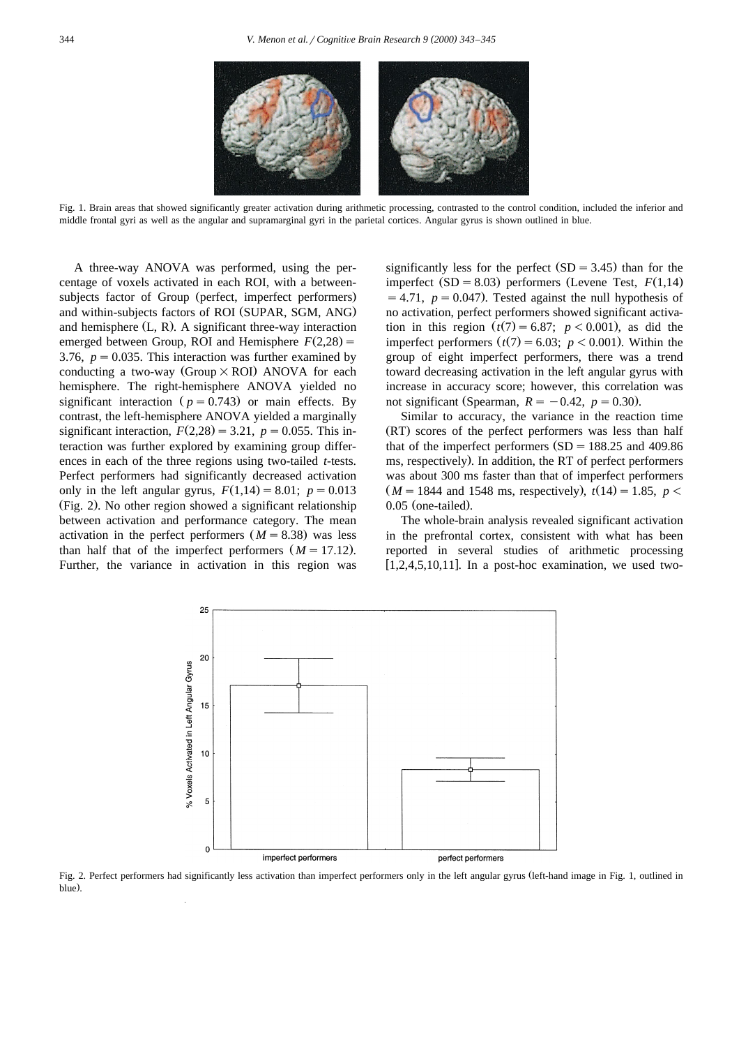Fig. 1. Brain areas that showed significantly greater activation during arithmetic processing, contrasted to the control condition, included the inferior and middle frontal gyri as well as the angular and supramarginal gyri in the parietal cortices. Angular gyrus is shown outlined in blue.

A three-way ANOVA was performed, using the percentage of voxels activated in each ROI, with a between-subjects factor of Group (perfect, imperfect performers) and within-subjects factors of ROI (SUPAR, SGM, ANG) and hemisphere (L, R). A significant three-way interaction emerged between Group, ROI and Hemisphere $F(2,28) = 3.76$, $p = 0.035$. This interaction was further examined by conducting a two-way (Group $\times$ ROI) ANOVA for each hemisphere. The right-hemisphere ANOVA yielded no significant interaction ($p = 0.743$) or main effects. By contrast, the left-hemisphere ANOVA yielded a marginally significant interaction, $F(2,28) = 3.21$, $p = 0.055$. This interaction was further explored by examining group differences in each of the three regions using two-tailed *t*-tests. Perfect performers had significantly decreased activation only in the left angular gyrus, $F(1,14) = 8.01$; $p = 0.013$ (Fig. 2). No other region showed a significant relationship between activation and performance category. The mean activation in the perfect performers ($M = 8.38$) was less than half that of the imperfect performers ($M = 17.12$). Further, the variance in activation in this region was significantly less for the perfect ($SD = 3.45$) than for the imperfect ($SD = 8.03$) performers (Levene Test, $F(1,14) = 4.71$, $p = 0.047$). Tested against the null hypothesis of no activation, perfect performers showed significant activation in this region ($t(7) = 6.87$; $p < 0.001$), as did the imperfect performers ($t(7) = 6.03$; $p < 0.001$). Within the group of eight imperfect performers, there was a trend toward decreasing activation in the left angular gyrus with increase in accuracy score; however, this correlation was not significant (Spearman, $R = -0.42$, $p = 0.30$).

Similar to accuracy, the variance in the reaction time (RT) scores of the perfect performers was less than half that of the imperfect performers ($SD = 188.25$ and $409.86$ ms, respectively). In addition, the RT of perfect performers was about 300 ms faster than that of imperfect performers ($M = 1844$ and $1548$ ms, respectively), $t(14) = 1.85$, $p < 0.05$ (one-tailed).

The whole-brain analysis revealed significant activation in the prefrontal cortex, consistent with what has been reported in several studies of arithmetic processing [1,2,4,5,10,11]. In a post-hoc examination, we used two-

Fig. 2. Perfect performers had significantly less activation than imperfect performers only in the left angular gyrus (left-hand image in Fig. 1, outlined in blue).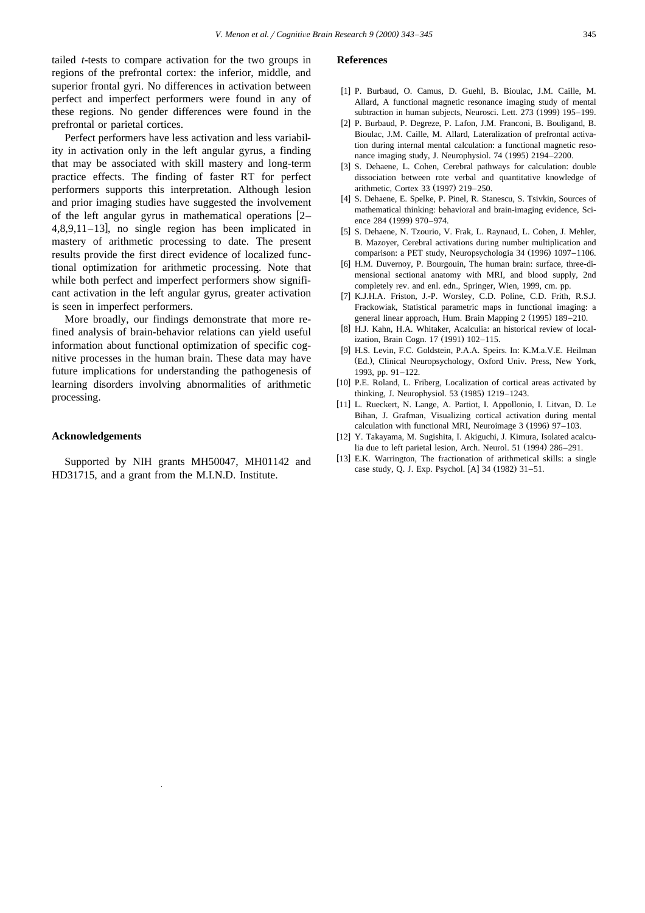tailed *t*-tests to compare activation for the two groups in regions of the prefrontal cortex: the inferior, middle, and superior frontal gyri. No differences in activation between perfect and imperfect performers were found in any of these regions. No gender differences were found in the prefrontal or parietal cortices.

Perfect performers have less activation and less variability in activation only in the left angular gyrus, a finding that may be associated with skill mastery and long-term practice effects. The finding of faster RT for perfect performers supports this interpretation. Although lesion and prior imaging studies have suggested the involvement of the left angular gyrus in mathematical operations [2–4,8,9,11–13], no single region has been implicated in mastery of arithmetic processing to date. The present results provide the first direct evidence of localized functional optimization for arithmetic processing. Note that while both perfect and imperfect performers show significant activation in the left angular gyrus, greater activation is seen in imperfect performers.

More broadly, our findings demonstrate that more refined analysis of brain-behavior relations can yield useful information about functional optimization of specific cognitive processes in the human brain. These data may have future implications for understanding the pathogenesis of learning disorders involving abnormalities of arithmetic processing.

## Acknowledgements

Supported by NIH grants MH50047, MH01142 and HD31715, and a grant from the M.I.N.D. Institute.

## References

[1] P. Burbaud, O. Camus, D. Guehl, B. Bioulac, J.M. Caille, M. Allard, A functional magnetic resonance imaging study of mental subtraction in human subjects, Neurosci. Lett. 273 (1999) 195–199.

[2] P. Burbaud, P. Degreze, P. Lafon, J.M. Franconi, B. Bouligand, B. Bioulac, J.M. Caille, M. Allard, Lateralization of prefrontal activation during internal mental calculation: a functional magnetic resonance imaging study, J. Neurophysiol. 74 (1995) 2194–2200.

[3] S. Dehaene, L. Cohen, Cerebral pathways for calculation: double dissociation between rote verbal and quantitative knowledge of arithmetic, Cortex 33 (1997) 219–250.

[4] S. Dehaene, E. Spelke, P. Pinel, R. Stanescu, S. Tsivkin, Sources of mathematical thinking: behavioral and brain-imaging evidence, Science 284 (1999) 970–974.

[5] S. Dehaene, N. Tzourio, V. Frak, L. Raynaud, L. Cohen, J. Mehler, B. Mazoyer, Cerebral activations during number multiplication and comparison: a PET study, Neuropsychologia 34 (1996) 1097–1106.

[6] H.M. Duvernoy, P. Bourgouin, The human brain: surface, three-dimensional sectional anatomy with MRI, and blood supply, 2nd completely rev. and enl. edn., Springer, Wien, 1999, cm. pp.

[7] K.J.H.A. Friston, J.-P. Worsley, C.D. Poline, C.D. Frith, R.S.J. Frackowiak, Statistical parametric maps in functional imaging: a general linear approach, Hum. Brain Mapping 2 (1995) 189–210.

[8] H.J. Kahn, H.A. Whitaker, Acalculia: an historical review of localization, Brain Cogn. 17 (1991) 102–115.

[9] H.S. Levin, F.C. Goldstein, P.A.A. Speirs. In: K.M.a.V.E. Heilman (Ed.), Clinical Neuropsychology, Oxford Univ. Press, New York, 1993, pp. 91–122.

[10] P.E. Roland, L. Friberg, Localization of cortical areas activated by thinking, J. Neurophysiol. 53 (1985) 1219–1243.

[11] L. Rueckert, N. Lange, A. Partiot, I. Appollonio, I. Litvan, D. Le Bihan, J. Grafman, Visualizing cortical activation during mental calculation with functional MRI, Neuroimage 3 (1996) 97–103.

[12] Y. Takayama, M. Sugishita, I. Akiguchi, J. Kimura, Isolated acalculia due to left parietal lesion, Arch. Neurol. 51 (1994) 286–291.

[13] E.K. Warrington, The fractionation of arithmetical skills: a single case study, Q. J. Exp. Psychol. [A] 34 (1982) 31–51.